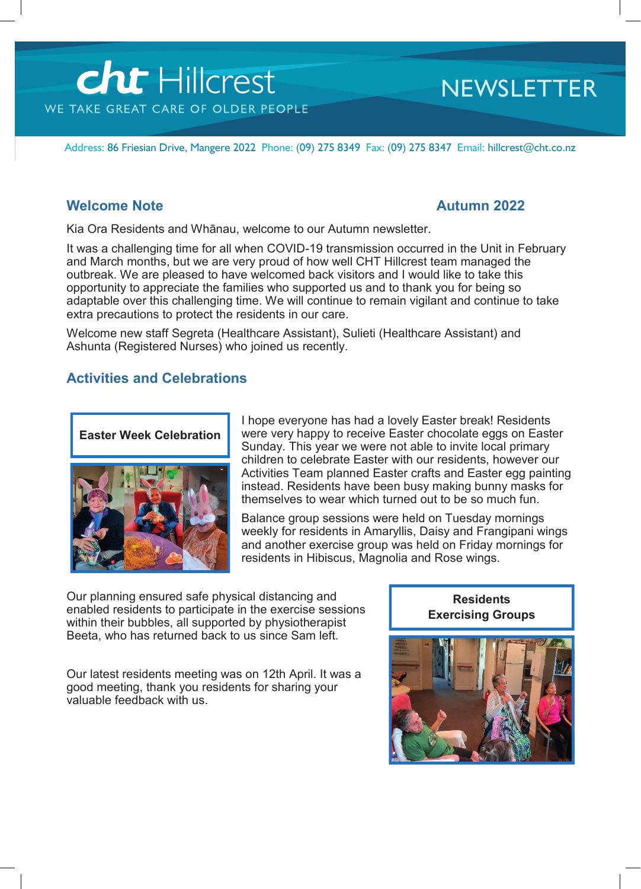# cht Hillcrest

WE TAKE GREAT CARE OF OLDER PEOPLE

# NEWSLETTER

Address: 86 Friesian Drive, Mangere 2022 Phone: (09) 275 8349 Fax: (09) 275 8347 Email: hillcrest@cht.co.nz

## Welcome Note

**Autumn 2022**

Kia Ora Residents and Whānau, welcome to our Autumn newsletter.

It was a challenging time for all when COVID-19 transmission occurred in the Unit in February and March months, but we are very proud of how well CHT Hillcrest team managed the outbreak. We are pleased to have welcomed back visitors and I would like to take this opportunity to appreciate the families who supported us and to thank you for being so adaptable over this challenging time. We will continue to remain vigilant and continue to take extra precautions to protect the residents in our care.

Welcome new staff Segreta (Healthcare Assistant), Sulieti (Healthcare Assistant) and Ashunta (Registered Nurses) who joined us recently.

## Activities and Celebrations

**Easter Week Celebration**

I hope everyone has had a lovely Easter break! Residents were very happy to receive Easter chocolate eggs on Easter Sunday. This year we were not able to invite local primary children to celebrate Easter with our residents, however our Activities Team planned Easter crafts and Easter egg painting instead. Residents have been busy making bunny masks for themselves to wear which turned out to be so much fun.

Balance group sessions were held on Tuesday mornings weekly for residents in Amaryllis, Daisy and Frangipani wings and another exercise group was held on Friday mornings for residents in Hibiscus, Magnolia and Rose wings.

Our planning ensured safe physical distancing and enabled residents to participate in the exercise sessions within their bubbles, all supported by physiotherapist Beeta, who has returned back to us since Sam left.

**Residents Exercising Groups**

Our latest residents meeting was on 12th April. It was a good meeting, thank you residents for sharing your valuable feedback with us.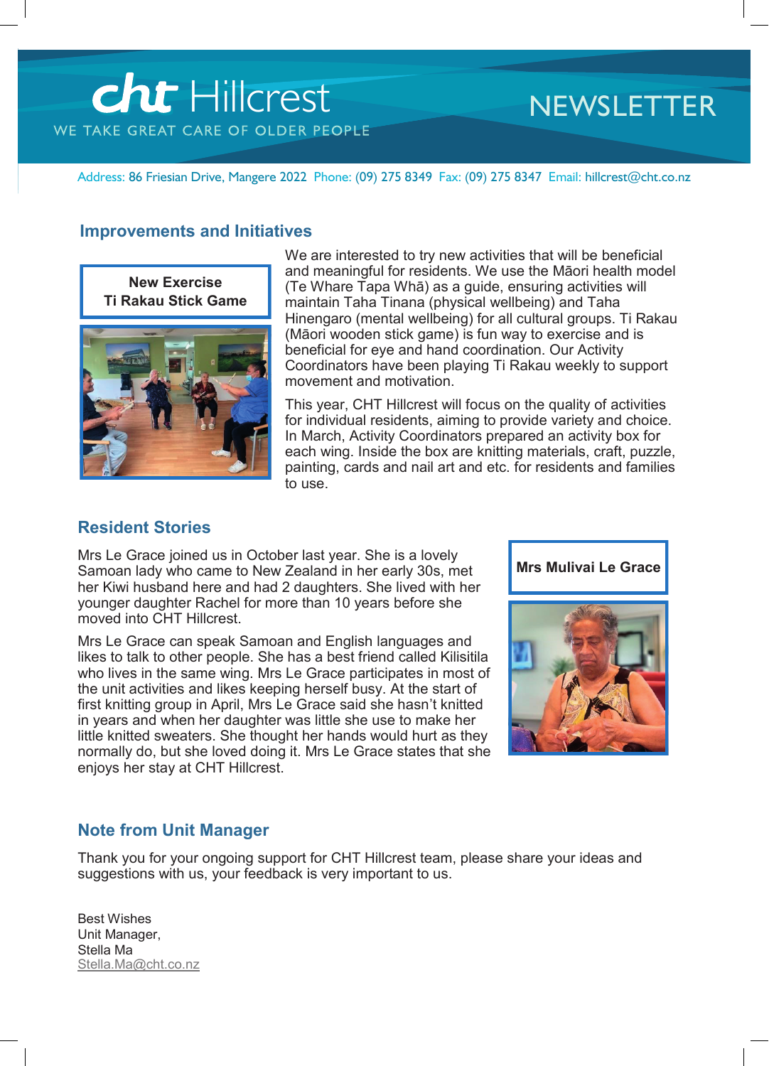# cht Hillcrest

WE TAKE GREAT CARE OF OLDER PEOPLE

NEWSLETTER

Address: 86 Friesian Drive, Mangere 2022 Phone: (09) 275 8349 Fax: (09) 275 8347 Email: hillcrest@cht.co.nz

## Improvements and Initiatives

**New Exercise**
**Ti Rakau Stick Game**

We are interested to try new activities that will be beneficial and meaningful for residents. We use the Māori health model (Te Whare Tapa Whā) as a guide, ensuring activities will maintain Taha Tinana (physical wellbeing) and Taha Hinengaro (mental wellbeing) for all cultural groups. Ti Rakau (Māori wooden stick game) is fun way to exercise and is beneficial for eye and hand coordination. Our Activity Coordinators have been playing Ti Rakau weekly to support movement and motivation.

This year, CHT Hillcrest will focus on the quality of activities for individual residents, aiming to provide variety and choice. In March, Activity Coordinators prepared an activity box for each wing. Inside the box are knitting materials, craft, puzzle, painting, cards and nail art and etc. for residents and families to use.

## Resident Stories

**Mrs Mulivai Le Grace**

Mrs Le Grace joined us in October last year. She is a lovely Samoan lady who came to New Zealand in her early 30s, met her Kiwi husband here and had 2 daughters. She lived with her younger daughter Rachel for more than 10 years before she moved into CHT Hillcrest.

Mrs Le Grace can speak Samoan and English languages and likes to talk to other people. She has a best friend called Kilisitila who lives in the same wing. Mrs Le Grace participates in most of the unit activities and likes keeping herself busy. At the start of first knitting group in April, Mrs Le Grace said she hasn't knitted in years and when her daughter was little she use to make her little knitted sweaters. She thought her hands would hurt as they normally do, but she loved doing it. Mrs Le Grace states that she enjoys her stay at CHT Hillcrest.

## Note from Unit Manager

Thank you for your ongoing support for CHT Hillcrest team, please share your ideas and suggestions with us, your feedback is very important to us.

Best Wishes
Unit Manager,
Stella Ma
Stella.Ma@cht.co.nz